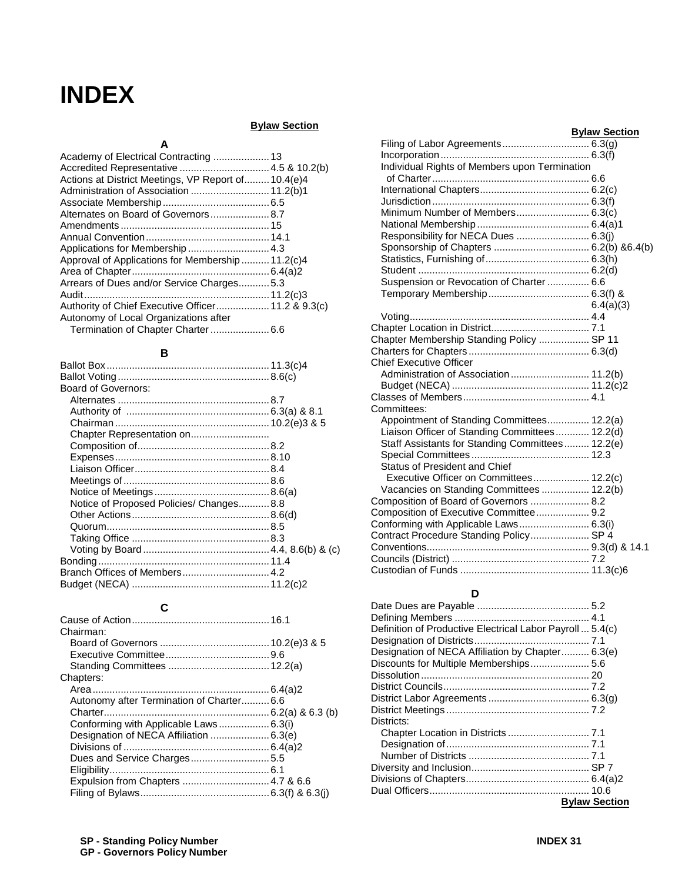# INDEX

**Bylaw Section**

### A

Academy of Electrical Contracting .................... 13
Accredited Representative ................................ 4.5 & 10.2(b)
Actions at District Meetings, VP Report of......... 10.4(e)4
Administration of Association ............................ 11.2(b)1
Associate Membership...................................... 6.5
Alternates on Board of Governors..................... 8.7
Amendments..................................................... 15
Annual Convention............................................ 14.1
Applications for Membership ............................. 4.3
Approval of Applications for Membership .......... 11.2(c)4
Area of Chapter................................................. 6.4(a)2
Arrears of Dues and/or Service Charges........... 5.3
Audit.................................................................. 11.2(c)3
Authority of Chief Executive Officer................... 11.2 & 9.3(c)
Autonomy of Local Organizations after
  Termination of Chapter Charter ..................... 6.6

### B

Ballot Box.......................................................... 11.3(c)4
Ballot Voting...................................................... 8.6(c)
Board of Governors:
  Alternates ...................................................... 8.7
  Authority of .................................................. 6.3(a) & 8.1
  Chairman....................................................... 10.2(e)3 & 5
  Chapter Representation on............................
  Composition of............................................... 8.2
  Expenses....................................................... 8.10
  Liaison Officer................................................ 8.4
  Meetings of.................................................... 8.6
  Notice of Meetings......................................... 8.6(a)
  Notice of Proposed Policies/ Changes........... 8.8
  Other Actions................................................. 8.6(d)
  Quorum.......................................................... 8.5
  Taking Office ................................................. 8.3
  Voting by Board............................................. 4.4, 8.6(b) & (c)
Bonding............................................................. 11.4
Branch Offices of Members............................... 4.2
Budget (NECA) ................................................. 11.2(c)2

### C

Cause of Action................................................. 16.1
Chairman:
  Board of Governors ....................................... 10.2(e)3 & 5
  Executive Committee..................................... 9.6
  Standing Committees .................................... 12.2(a)
Chapters:
  Area................................................................ 6.4(a)2
  Autonomy after Termination of Charter.......... 6.6
  Charter........................................................... 6.2(a) & 6.3 (b)
  Conforming with Applicable Laws.................. 6.3(i)
  Designation of NECA Affiliation ..................... 6.3(e)
  Divisions of .................................................... 6.4(a)2
  Dues and Service Charges............................ 5.5
  Eligibility......................................................... 6.1
  Expulsion from Chapters ............................... 4.7 & 6.6
  Filing of Bylaws.............................................. 6.3(f) & 6.3(j)

**Bylaw Section**

  Filing of Labor Agreements............................... 6.3(g)
  Incorporation..................................................... 6.3(f)
  Individual Rights of Members upon Termination
    of Charter........................................................ 6.6
  International Chapters....................................... 6.2(c)
  Jurisdiction........................................................ 6.3(f)
  Minimum Number of Members.......................... 6.3(c)
  National Membership........................................ 6.4(a)1
  Responsibility for NECA Dues .......................... 6.3(j)
  Sponsorship of Chapters .................................. 6.2(b) &6.4(b)
  Statistics, Furnishing of..................................... 6.3(h)
  Student ............................................................. 6.2(d)
  Suspension or Revocation of Charter ............... 6.6
  Temporary Membership.................................... 6.3(f) & 6.4(a)(3)
  Voting................................................................ 4.4
Chapter Location in District................................... 7.1
Chapter Membership Standing Policy .................. SP 11
Charters for Chapters........................................... 6.3(d)
Chief Executive Officer
  Administration of Association............................ 11.2(b)
  Budget (NECA) ................................................. 11.2(c)2
Classes of Members............................................. 4.1
Committees:
  Appointment of Standing Committees............... 12.2(a)
  Liaison Officer of Standing Committees............ 12.2(d)
  Staff Assistants for Standing Committees......... 12.2(e)
  Special Committees.......................................... 12.3
  Status of President and Chief
    Executive Officer on Committees.................... 12.2(c)
  Vacancies on Standing Committees ................. 12.2(b)
Composition of Board of Governors ..................... 8.2
Composition of Executive Committee................... 9.2
Conforming with Applicable Laws......................... 6.3(i)
Contract Procedure Standing Policy..................... SP 4
Conventions.......................................................... 9.3(d) & 14.1
Councils (District) ................................................. 7.2
Custodian of Funds .............................................. 11.3(c)6

### D

Date Dues are Payable ........................................ 5.2
Defining Members ................................................ 4.1
Definition of Productive Electrical Labor Payroll ... 5.4(c)
Designation of Districts......................................... 7.1
Designation of NECA Affiliation by Chapter.......... 6.3(e)
Discounts for Multiple Memberships..................... 5.6
Dissolution............................................................ 20
District Councils.................................................... 7.2
District Labor Agreements.................................... 6.3(g)
District Meetings................................................... 7.2
Districts:
  Chapter Location in Districts ............................. 7.1
  Designation of................................................... 7.1
  Number of Districts ........................................... 7.1
Diversity and Inclusion.......................................... SP 7
Divisions of Chapters............................................ 6.4(a)2
Dual Officers......................................................... 10.6

**Bylaw Section**

**SP - Standing Policy Number**
**GP - Governors Policy Number**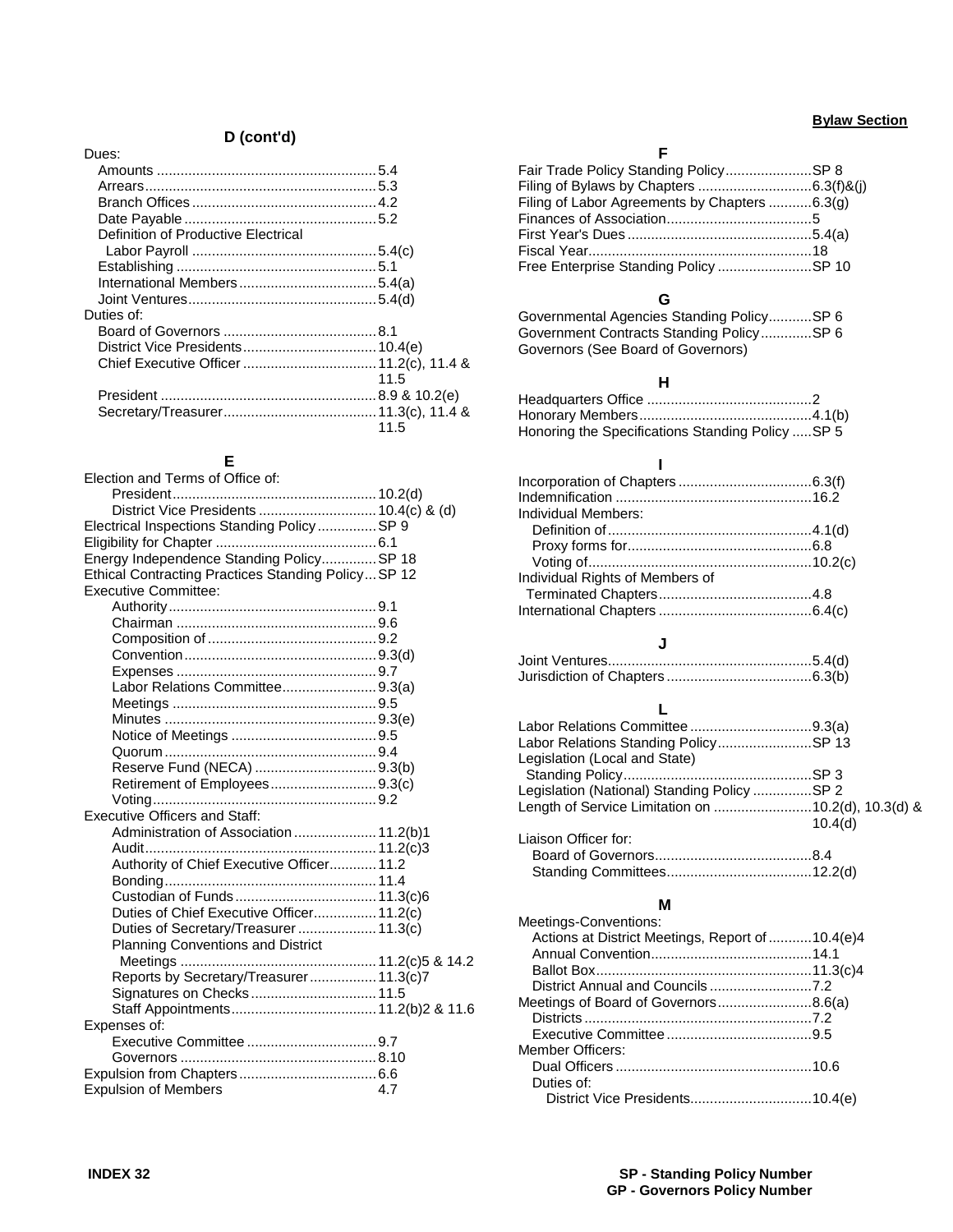## D (cont'd)

Dues:
- Amounts ........ 5.4
- Arrears ........ 5.3
- Branch Offices ........ 4.2
- Date Payable ........ 5.2
- Definition of Productive Electrical Labor Payroll ........ 5.4(c)
- Establishing ........ 5.1
- International Members ........ 5.4(a)
- Joint Ventures ........ 5.4(d)

Duties of:
- Board of Governors ........ 8.1
- District Vice Presidents ........ 10.4(e)
- Chief Executive Officer ........ 11.2(c), 11.4 & 11.5
- President ........ 8.9 & 10.2(e)
- Secretary/Treasurer ........ 11.3(c), 11.4 & 11.5

## E

Election and Terms of Office of:
- President ........ 10.2(d)
- District Vice Presidents ........ 10.4(c) & (d)

Electrical Inspections Standing Policy ........ SP 9

Eligibility for Chapter ........ 6.1

Energy Independence Standing Policy ........ SP 18

Ethical Contracting Practices Standing Policy ... SP 12

Executive Committee:
- Authority ........ 9.1
- Chairman ........ 9.6
- Composition of ........ 9.2
- Convention ........ 9.3(d)
- Expenses ........ 9.7
- Labor Relations Committee ........ 9.3(a)
- Meetings ........ 9.5
- Minutes ........ 9.3(e)
- Notice of Meetings ........ 9.5
- Quorum ........ 9.4
- Reserve Fund (NECA) ........ 9.3(b)
- Retirement of Employees ........ 9.3(c)
- Voting ........ 9.2

Executive Officers and Staff:
- Administration of Association ........ 11.2(b)1
- Audit ........ 11.2(c)3
- Authority of Chief Executive Officer ........ 11.2
- Bonding ........ 11.4
- Custodian of Funds ........ 11.3(c)6
- Duties of Chief Executive Officer ........ 11.2(c)
- Duties of Secretary/Treasurer ........ 11.3(c)
- Planning Conventions and District Meetings ........ 11.2(c)5 & 14.2
- Reports by Secretary/Treasurer ........ 11.3(c)7
- Signatures on Checks ........ 11.5
- Staff Appointments ........ 11.2(b)2 & 11.6

Expenses of:
- Executive Committee ........ 9.7
- Governors ........ 8.10

Expulsion from Chapters ........ 6.6

Expulsion of Members ........ 4.7

**Bylaw Section**

## F

Fair Trade Policy Standing Policy ........ SP 8

Filing of Bylaws by Chapters ........ 6.3(f)&(j)

Filing of Labor Agreements by Chapters ........ 6.3(g)

Finances of Association ........ 5

First Year's Dues ........ 5.4(a)

Fiscal Year ........ 18

Free Enterprise Standing Policy ........ SP 10

## G

Governmental Agencies Standing Policy ........ SP 6

Government Contracts Standing Policy ........ SP 6

Governors (See Board of Governors)

## H

Headquarters Office ........ 2

Honorary Members ........ 4.1(b)

Honoring the Specifications Standing Policy ..... SP 5

## I

Incorporation of Chapters ........ 6.3(f)

Indemnification ........ 16.2

Individual Members:
- Definition of ........ 4.1(d)
- Proxy forms for ........ 6.8
- Voting of ........ 10.2(c)

Individual Rights of Members of Terminated Chapters ........ 4.8

International Chapters ........ 6.4(c)

## J

Joint Ventures ........ 5.4(d)

Jurisdiction of Chapters ........ 6.3(b)

## L

Labor Relations Committee ........ 9.3(a)

Labor Relations Standing Policy ........ SP 13

Legislation (Local and State) Standing Policy ........ SP 3

Legislation (National) Standing Policy ........ SP 2

Length of Service Limitation on ........ 10.2(d), 10.3(d) & 10.4(d)

Liaison Officer for:
- Board of Governors ........ 8.4
- Standing Committees ........ 12.2(d)

## M

Meetings-Conventions:
- Actions at District Meetings, Report of ........ 10.4(e)4
- Annual Convention ........ 14.1
- Ballot Box ........ 11.3(c)4
- District Annual and Councils ........ 7.2

Meetings of Board of Governors ........ 8.6(a)
- Districts ........ 7.2
- Executive Committee ........ 9.5

Member Officers:
- Dual Officers ........ 10.6
- Duties of:
  - District Vice Presidents ........ 10.4(e)

SP - Standing Policy Number
GP - Governors Policy Number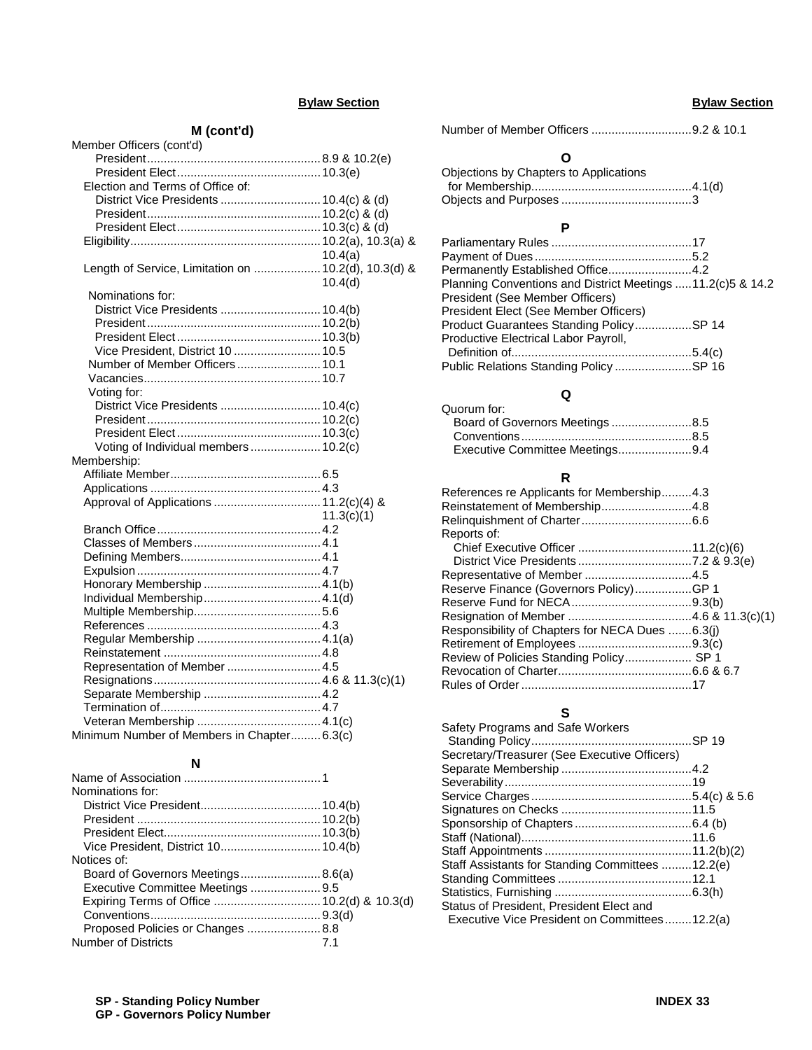**Bylaw Section**

## M (cont'd)

Member Officers (cont'd)
- President....8.9 & 10.2(e)
- President Elect....10.3(e)

Election and Terms of Office of:
- District Vice Presidents....10.4(c) & (d)
- President....10.2(c) & (d)
- President Elect....10.3(c) & (d)

Eligibility....10.2(a), 10.3(a) & 10.4(a)

Length of Service, Limitation on....10.2(d), 10.3(d) & 10.4(d)

Nominations for:
- District Vice Presidents....10.4(b)
- President....10.2(b)
- President Elect....10.3(b)
- Vice President, District 10....10.5

Number of Member Officers....10.1

Vacancies....10.7

Voting for:
- District Vice Presidents....10.4(c)
- President....10.2(c)
- President Elect....10.3(c)
- Voting of Individual members....10.2(c)

Membership:
- Affiliate Member....6.5
- Applications....4.3
- Approval of Applications....11.2(c)(4) & 11.3(c)(1)
- Branch Office....4.2
- Classes of Members....4.1
- Defining Members....4.1
- Expulsion....4.7
- Honorary Membership....4.1(b)
- Individual Membership....4.1(d)
- Multiple Membership....5.6
- References....4.3
- Regular Membership....4.1(a)
- Reinstatement....4.8
- Representation of Member....4.5
- Resignations....4.6 & 11.3(c)(1)
- Separate Membership....4.2
- Termination of....4.7
- Veteran Membership....4.1(c)

Minimum Number of Members in Chapter....6.3(c)

## N

Name of Association....1

Nominations for:
- District Vice President....10.4(b)
- President....10.2(b)
- President Elect....10.3(b)
- Vice President, District 10....10.4(b)

Notices of:
- Board of Governors Meetings....8.6(a)
- Executive Committee Meetings....9.5
- Expiring Terms of Office....10.2(d) & 10.3(d)
- Conventions....9.3(d)
- Proposed Policies or Changes....8.8

Number of Districts....7.1

Number of Member Officers....9.2 & 10.1

## O

Objections by Chapters to Applications for Membership....4.1(d)

Objects and Purposes....3

## P

Parliamentary Rules....17

Payment of Dues....5.2

Permanently Established Office....4.2

Planning Conventions and District Meetings....11.2(c)5 & 14.2

President (See Member Officers)

President Elect (See Member Officers)

Product Guarantees Standing Policy....SP 14

Productive Electrical Labor Payroll, Definition of....5.4(c)

Public Relations Standing Policy....SP 16

## Q

Quorum for:
- Board of Governors Meetings....8.5
- Conventions....8.5
- Executive Committee Meetings....9.4

## R

References re Applicants for Membership....4.3

Reinstatement of Membership....4.8

Relinquishment of Charter....6.6

Reports of:
- Chief Executive Officer....11.2(c)(6)
- District Vice Presidents....7.2 & 9.3(e)

Representative of Member....4.5

Reserve Finance (Governors Policy)....GP 1

Reserve Fund for NECA....9.3(b)

Resignation of Member....4.6 & 11.3(c)(1)

Responsibility of Chapters for NECA Dues....6.3(j)

Retirement of Employees....9.3(c)

Review of Policies Standing Policy....SP 1

Revocation of Charter....6.6 & 6.7

Rules of Order....17

## S

Safety Programs and Safe Workers Standing Policy....SP 19

Secretary/Treasurer (See Executive Officers)

Separate Membership....4.2

Severability....19

Service Charges....5.4(c) & 5.6

Signatures on Checks....11.5

Sponsorship of Chapters....6.4 (b)

Staff (National)....11.6

Staff Appointments....11.2(b)(2)

Staff Assistants for Standing Committees....12.2(e)

Standing Committees....12.1

Statistics, Furnishing....6.3(h)

Status of President, President Elect and Executive Vice President on Committees....12.2(a)

**SP - Standing Policy Number**
**GP - Governors Policy Number**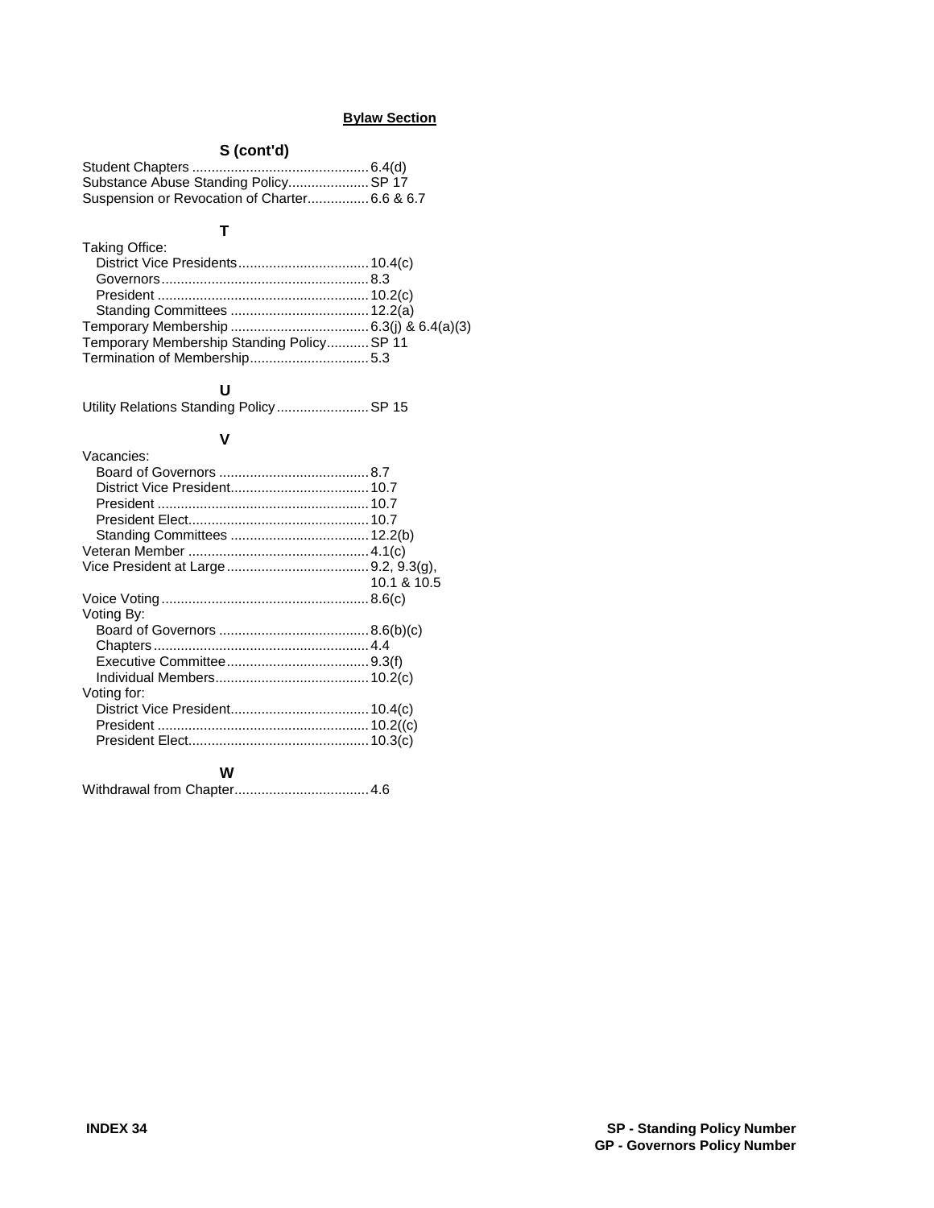**Bylaw Section**

## S (cont'd)

Student Chapters .............................................. 6.4(d)
Substance Abuse Standing Policy..................... SP 17
Suspension or Revocation of Charter................ 6.6 & 6.7

## T

Taking Office:
- District Vice Presidents.................................. 10.4(c)
- Governors...................................................... 8.3
- President ....................................................... 10.2(c)
- Standing Committees .................................... 12.2(a)

Temporary Membership .................................... 6.3(j) & 6.4(a)(3)
Temporary Membership Standing Policy........... SP 11
Termination of Membership............................... 5.3

## U

Utility Relations Standing Policy........................ SP 15

## V

Vacancies:
- Board of Governors ....................................... 8.7
- District Vice President.................................... 10.7
- President ....................................................... 10.7
- President Elect............................................... 10.7
- Standing Committees .................................... 12.2(b)

Veteran Member ............................................... 4.1(c)
Vice President at Large..................................... 9.2, 9.3(g), 10.1 & 10.5
Voice Voting...................................................... 8.6(c)
Voting By:
- Board of Governors ....................................... 8.6(b)(c)
- Chapters........................................................ 4.4
- Executive Committee..................................... 9.3(f)
- Individual Members........................................ 10.2(c)

Voting for:
- District Vice President.................................... 10.4(c)
- President ....................................................... 10.2((c)
- President Elect............................................... 10.3(c)

## W

Withdrawal from Chapter................................... 4.6

**SP - Standing Policy Number**
**GP - Governors Policy Number**